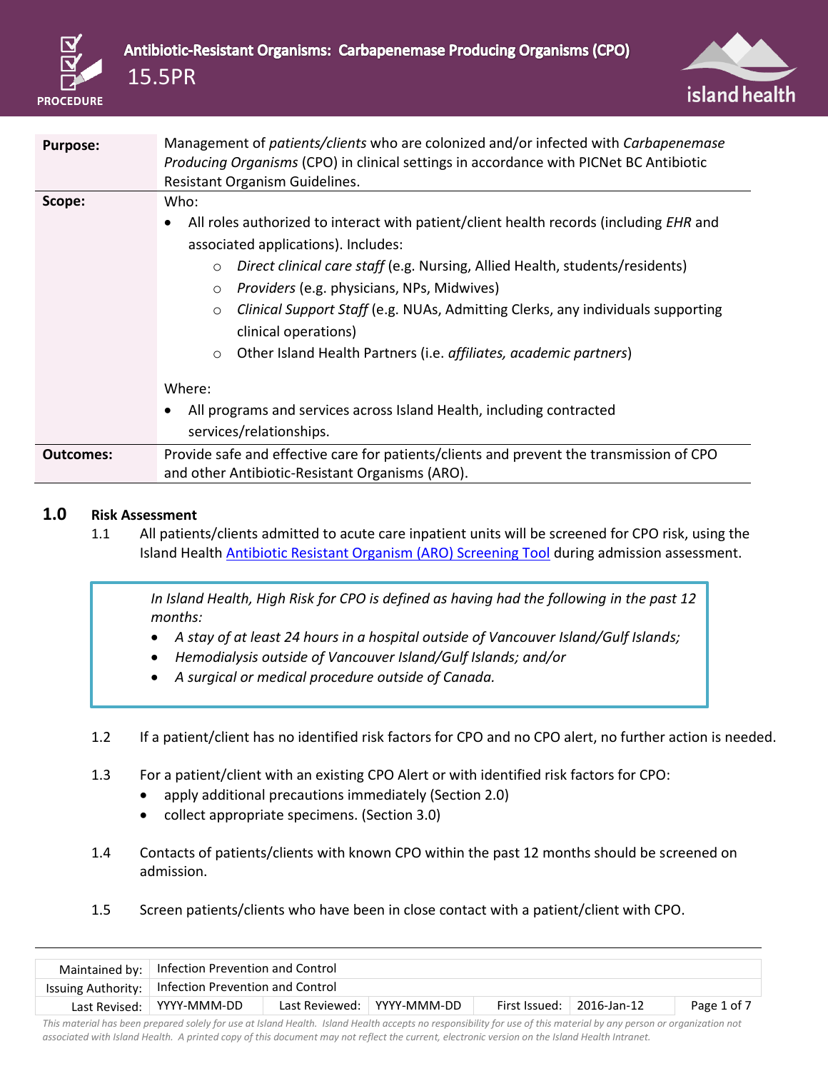# Antibiotic-Resistant Organisms: Carbapenemase Producing Organisms (CPO)

## 15.5PR

| | |
|---|---|
| **Purpose:** | Management of *patients/clients* who are colonized and/or infected with *Carbapenemase Producing Organisms* (CPO) in clinical settings in accordance with PICNet BC Antibiotic Resistant Organism Guidelines. |
| **Scope:** | Who:<br>• All roles authorized to interact with patient/client health records (including *EHR* and associated applications). Includes:<br>○ *Direct clinical care staff* (e.g. Nursing, Allied Health, students/residents)<br>○ *Providers* (e.g. physicians, NPs, Midwives)<br>○ *Clinical Support Staff* (e.g. NUAs, Admitting Clerks, any individuals supporting clinical operations)<br>○ Other Island Health Partners (i.e. *affiliates, academic partners*)<br><br>Where:<br>• All programs and services across Island Health, including contracted services/relationships. |
| **Outcomes:** | Provide safe and effective care for patients/clients and prevent the transmission of CPO and other Antibiotic-Resistant Organisms (ARO). |

## 1.0 Risk Assessment

1.1 All patients/clients admitted to acute care inpatient units will be screened for CPO risk, using the Island Health [Antibiotic Resistant Organism (ARO) Screening Tool](#) during admission assessment.

> *In Island Health, High Risk for CPO is defined as having had the following in the past 12 months:*
> - *A stay of at least 24 hours in a hospital outside of Vancouver Island/Gulf Islands;*
> - *Hemodialysis outside of Vancouver Island/Gulf Islands; and/or*
> - *A surgical or medical procedure outside of Canada.*

1.2 If a patient/client has no identified risk factors for CPO and no CPO alert, no further action is needed.

1.3 For a patient/client with an existing CPO Alert or with identified risk factors for CPO:
- apply additional precautions immediately (Section 2.0)
- collect appropriate specimens. (Section 3.0)

1.4 Contacts of patients/clients with known CPO within the past 12 months should be screened on admission.

1.5 Screen patients/clients who have been in close contact with a patient/client with CPO.

| Maintained by: | Infection Prevention and Control | | | | |
|---|---|---|---|---|---|
| Issuing Authority: | Infection Prevention and Control | | | | |
| Last Revised: | YYYY-MMM-DD | Last Reviewed: | YYYY-MMM-DD | First Issued: | 2016-Jan-12 |

*This material has been prepared solely for use at Island Health. Island Health accepts no responsibility for use of this material by any person or organization not associated with Island Health. A printed copy of this document may not reflect the current, electronic version on the Island Health Intranet.*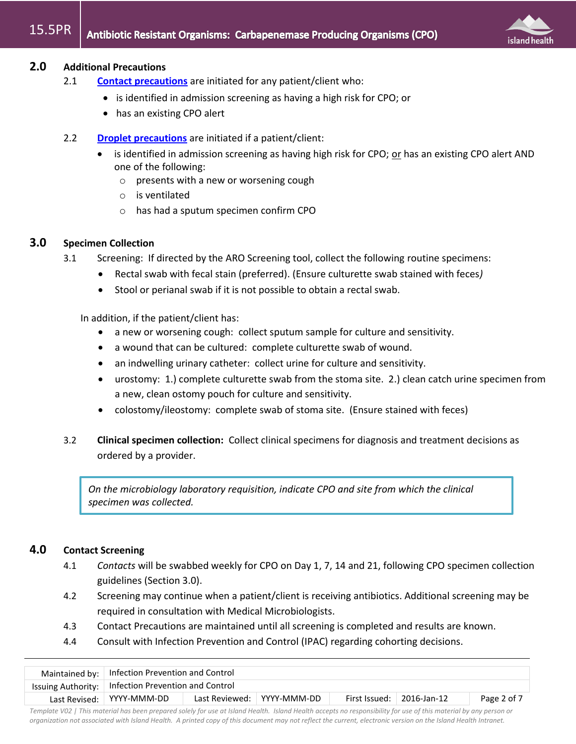## 2.0 Additional Precautions

2.1 **Contact precautions** are initiated for any patient/client who:

- is identified in admission screening as having a high risk for CPO; or
- has an existing CPO alert

2.2 **Droplet precautions** are initiated if a patient/client:

- is identified in admission screening as having high risk for CPO; or has an existing CPO alert AND one of the following:
  - presents with a new or worsening cough
  - is ventilated
  - has had a sputum specimen confirm CPO

## 3.0 Specimen Collection

3.1 Screening: If directed by the ARO Screening tool, collect the following routine specimens:

- Rectal swab with fecal stain (preferred). (Ensure culturette swab stained with feces*)*
- Stool or perianal swab if it is not possible to obtain a rectal swab.

In addition, if the patient/client has:

- a new or worsening cough: collect sputum sample for culture and sensitivity.
- a wound that can be cultured: complete culturette swab of wound.
- an indwelling urinary catheter: collect urine for culture and sensitivity.
- urostomy: 1.) complete culturette swab from the stoma site. 2.) clean catch urine specimen from a new, clean ostomy pouch for culture and sensitivity.
- colostomy/ileostomy: complete swab of stoma site. (Ensure stained with feces)

3.2 **Clinical specimen collection:** Collect clinical specimens for diagnosis and treatment decisions as ordered by a provider.

> *On the microbiology laboratory requisition, indicate CPO and site from which the clinical specimen was collected.*

## 4.0 Contact Screening

4.1 *Contacts* will be swabbed weekly for CPO on Day 1, 7, 14 and 21, following CPO specimen collection guidelines (Section 3.0).

4.2 Screening may continue when a patient/client is receiving antibiotics. Additional screening may be required in consultation with Medical Microbiologists.

4.3 Contact Precautions are maintained until all screening is completed and results are known.

4.4 Consult with Infection Prevention and Control (IPAC) regarding cohorting decisions.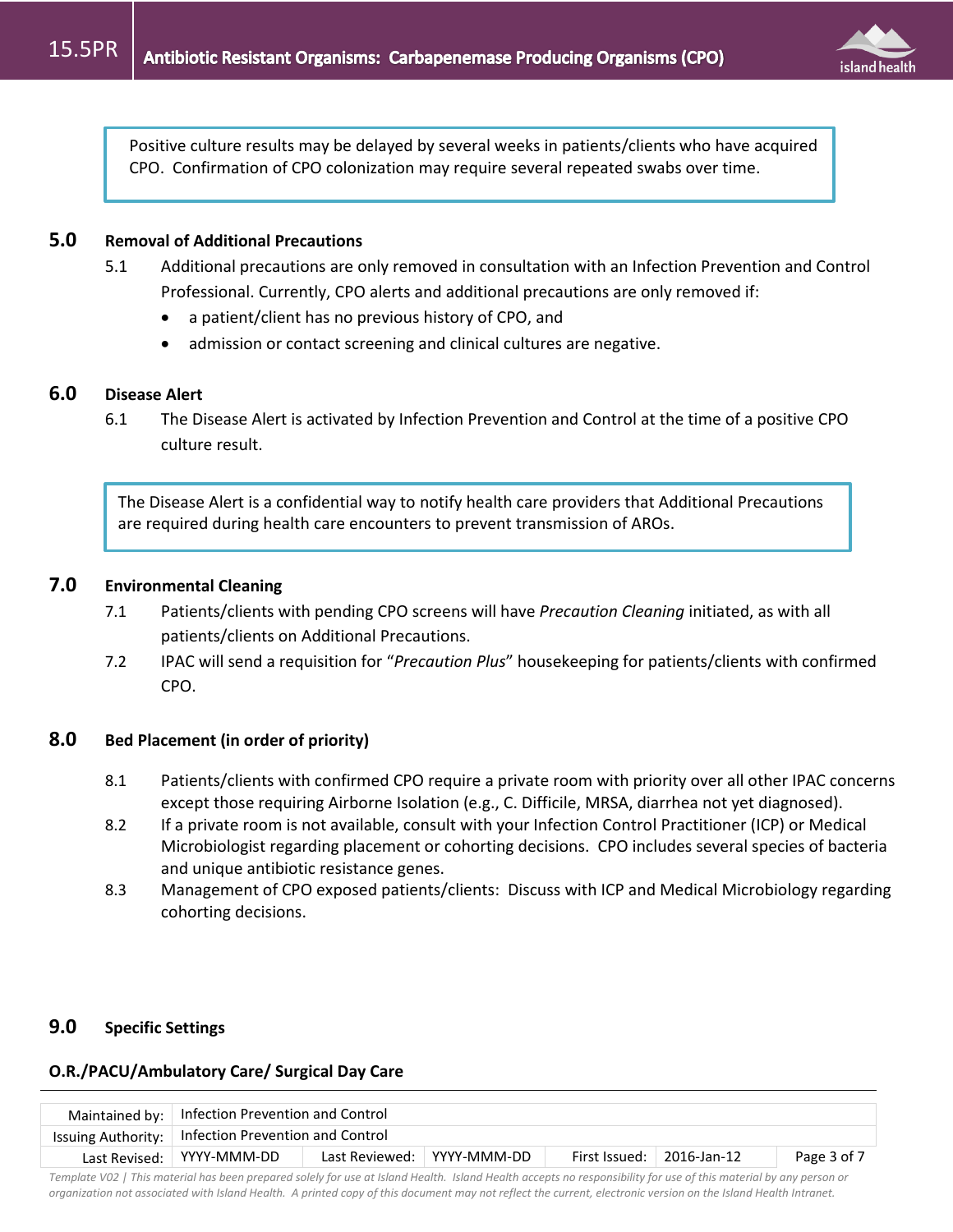> Positive culture results may be delayed by several weeks in patients/clients who have acquired CPO. Confirmation of CPO colonization may require several repeated swabs over time.

## 5.0 Removal of Additional Precautions

5.1 Additional precautions are only removed in consultation with an Infection Prevention and Control Professional. Currently, CPO alerts and additional precautions are only removed if:

- a patient/client has no previous history of CPO, and
- admission or contact screening and clinical cultures are negative.

## 6.0 Disease Alert

6.1 The Disease Alert is activated by Infection Prevention and Control at the time of a positive CPO culture result.

> The Disease Alert is a confidential way to notify health care providers that Additional Precautions are required during health care encounters to prevent transmission of AROs.

## 7.0 Environmental Cleaning

7.1 Patients/clients with pending CPO screens will have *Precaution Cleaning* initiated, as with all patients/clients on Additional Precautions.

7.2 IPAC will send a requisition for "*Precaution Plus*" housekeeping for patients/clients with confirmed CPO.

## 8.0 Bed Placement (in order of priority)

8.1 Patients/clients with confirmed CPO require a private room with priority over all other IPAC concerns except those requiring Airborne Isolation (e.g., C. Difficile, MRSA, diarrhea not yet diagnosed).

8.2 If a private room is not available, consult with your Infection Control Practitioner (ICP) or Medical Microbiologist regarding placement or cohorting decisions. CPO includes several species of bacteria and unique antibiotic resistance genes.

8.3 Management of CPO exposed patients/clients: Discuss with ICP and Medical Microbiology regarding cohorting decisions.

## 9.0 Specific Settings

### O.R./PACU/Ambulatory Care/ Surgical Day Care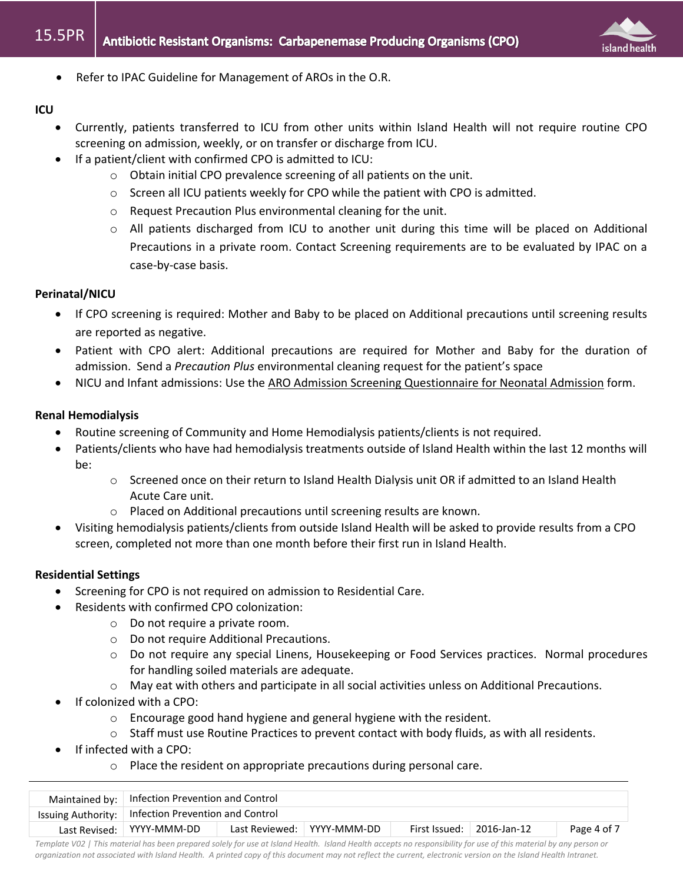- Refer to IPAC Guideline for Management of AROs in the O.R.

**ICU**

- Currently, patients transferred to ICU from other units within Island Health will not require routine CPO screening on admission, weekly, or on transfer or discharge from ICU.
- If a patient/client with confirmed CPO is admitted to ICU:
  - Obtain initial CPO prevalence screening of all patients on the unit.
  - Screen all ICU patients weekly for CPO while the patient with CPO is admitted.
  - Request Precaution Plus environmental cleaning for the unit.
  - All patients discharged from ICU to another unit during this time will be placed on Additional Precautions in a private room. Contact Screening requirements are to be evaluated by IPAC on a case-by-case basis.

**Perinatal/NICU**

- If CPO screening is required: Mother and Baby to be placed on Additional precautions until screening results are reported as negative.
- Patient with CPO alert: Additional precautions are required for Mother and Baby for the duration of admission. Send a *Precaution Plus* environmental cleaning request for the patient's space
- NICU and Infant admissions: Use the ARO Admission Screening Questionnaire for Neonatal Admission form.

**Renal Hemodialysis**

- Routine screening of Community and Home Hemodialysis patients/clients is not required.
- Patients/clients who have had hemodialysis treatments outside of Island Health within the last 12 months will be:
  - Screened once on their return to Island Health Dialysis unit OR if admitted to an Island Health Acute Care unit.
  - Placed on Additional precautions until screening results are known.
- Visiting hemodialysis patients/clients from outside Island Health will be asked to provide results from a CPO screen, completed not more than one month before their first run in Island Health.

**Residential Settings**

- Screening for CPO is not required on admission to Residential Care.
- Residents with confirmed CPO colonization:
  - Do not require a private room.
  - Do not require Additional Precautions.
  - Do not require any special Linens, Housekeeping or Food Services practices. Normal procedures for handling soiled materials are adequate.
  - May eat with others and participate in all social activities unless on Additional Precautions.
- If colonized with a CPO:
  - Encourage good hand hygiene and general hygiene with the resident.
  - Staff must use Routine Practices to prevent contact with body fluids, as with all residents.
- If infected with a CPO:
  - Place the resident on appropriate precautions during personal care.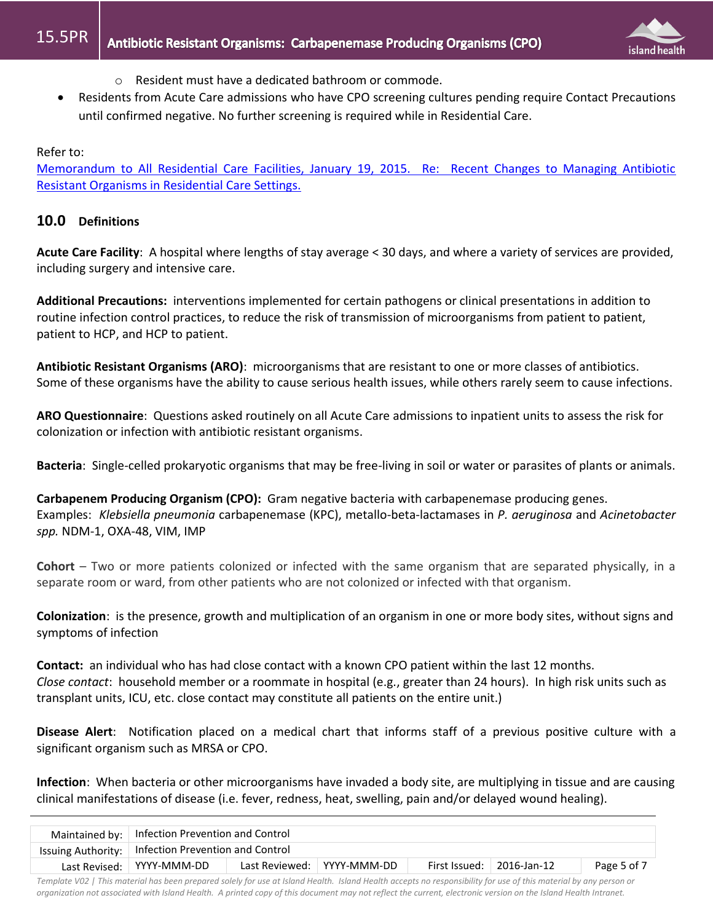- Resident must have a dedicated bathroom or commode.
- Residents from Acute Care admissions who have CPO screening cultures pending require Contact Precautions until confirmed negative. No further screening is required while in Residential Care.

Refer to:
[Memorandum to All Residential Care Facilities, January 19, 2015. Re: Recent Changes to Managing Antibiotic Resistant Organisms in Residential Care Settings.]()

## 10.0 Definitions

**Acute Care Facility**: A hospital where lengths of stay average < 30 days, and where a variety of services are provided, including surgery and intensive care.

**Additional Precautions:** interventions implemented for certain pathogens or clinical presentations in addition to routine infection control practices, to reduce the risk of transmission of microorganisms from patient to patient, patient to HCP, and HCP to patient.

**Antibiotic Resistant Organisms (ARO)**: microorganisms that are resistant to one or more classes of antibiotics. Some of these organisms have the ability to cause serious health issues, while others rarely seem to cause infections.

**ARO Questionnaire**: Questions asked routinely on all Acute Care admissions to inpatient units to assess the risk for colonization or infection with antibiotic resistant organisms.

**Bacteria**: Single-celled prokaryotic organisms that may be free-living in soil or water or parasites of plants or animals.

**Carbapenem Producing Organism (CPO):** Gram negative bacteria with carbapenemase producing genes.
Examples: *Klebsiella pneumonia* carbapenemase (KPC), metallo-beta-lactamases in *P. aeruginosa* and *Acinetobacter spp.* NDM-1, OXA-48, VIM, IMP

**Cohort** – Two or more patients colonized or infected with the same organism that are separated physically, in a separate room or ward, from other patients who are not colonized or infected with that organism.

**Colonization**: is the presence, growth and multiplication of an organism in one or more body sites, without signs and symptoms of infection

**Contact:** an individual who has had close contact with a known CPO patient within the last 12 months.
*Close contact*: household member or a roommate in hospital (e.g., greater than 24 hours). In high risk units such as transplant units, ICU, etc. close contact may constitute all patients on the entire unit.)

**Disease Alert**: Notification placed on a medical chart that informs staff of a previous positive culture with a significant organism such as MRSA or CPO.

**Infection**: When bacteria or other microorganisms have invaded a body site, are multiplying in tissue and are causing clinical manifestations of disease (i.e. fever, redness, heat, swelling, pain and/or delayed wound healing).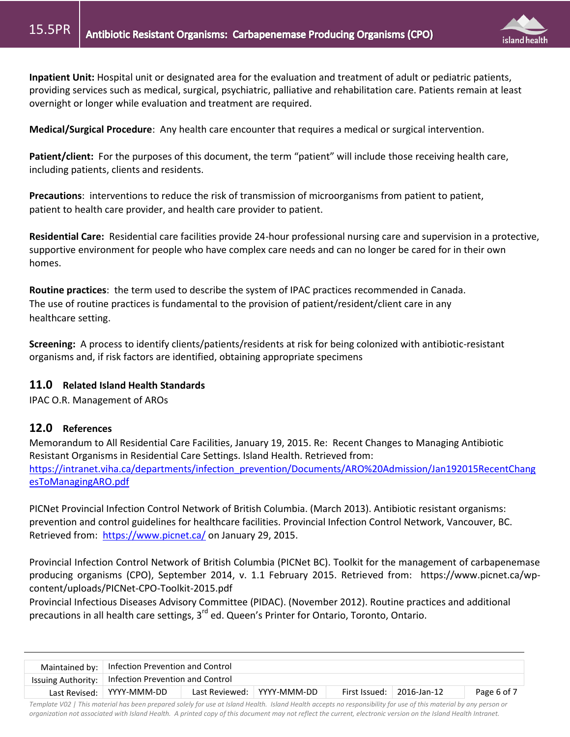**Inpatient Unit:** Hospital unit or designated area for the evaluation and treatment of adult or pediatric patients, providing services such as medical, surgical, psychiatric, palliative and rehabilitation care. Patients remain at least overnight or longer while evaluation and treatment are required.

**Medical/Surgical Procedure**: Any health care encounter that requires a medical or surgical intervention.

**Patient/client:** For the purposes of this document, the term "patient" will include those receiving health care, including patients, clients and residents.

**Precautions**: interventions to reduce the risk of transmission of microorganisms from patient to patient, patient to health care provider, and health care provider to patient.

**Residential Care:** Residential care facilities provide 24-hour professional nursing care and supervision in a protective, supportive environment for people who have complex care needs and can no longer be cared for in their own homes.

**Routine practices**: the term used to describe the system of IPAC practices recommended in Canada. The use of routine practices is fundamental to the provision of patient/resident/client care in any healthcare setting.

**Screening:** A process to identify clients/patients/residents at risk for being colonized with antibiotic-resistant organisms and, if risk factors are identified, obtaining appropriate specimens

## 11.0 Related Island Health Standards

IPAC O.R. Management of AROs

## 12.0 References

Memorandum to All Residential Care Facilities, January 19, 2015. Re: Recent Changes to Managing Antibiotic Resistant Organisms in Residential Care Settings. Island Health. Retrieved from: https://intranet.viha.ca/departments/infection_prevention/Documents/ARO%20Admission/Jan192015RecentChangesToManagingARO.pdf

PICNet Provincial Infection Control Network of British Columbia. (March 2013). Antibiotic resistant organisms: prevention and control guidelines for healthcare facilities. Provincial Infection Control Network, Vancouver, BC. Retrieved from: https://www.picnet.ca/ on January 29, 2015.

Provincial Infection Control Network of British Columbia (PICNet BC). Toolkit for the management of carbapenemase producing organisms (CPO), September 2014, v. 1.1 February 2015. Retrieved from: https://www.picnet.ca/wp-content/uploads/PICNet-CPO-Toolkit-2015.pdf

Provincial Infectious Diseases Advisory Committee (PIDAC). (November 2012). Routine practices and additional precautions in all health care settings, 3rd ed. Queen's Printer for Ontario, Toronto, Ontario.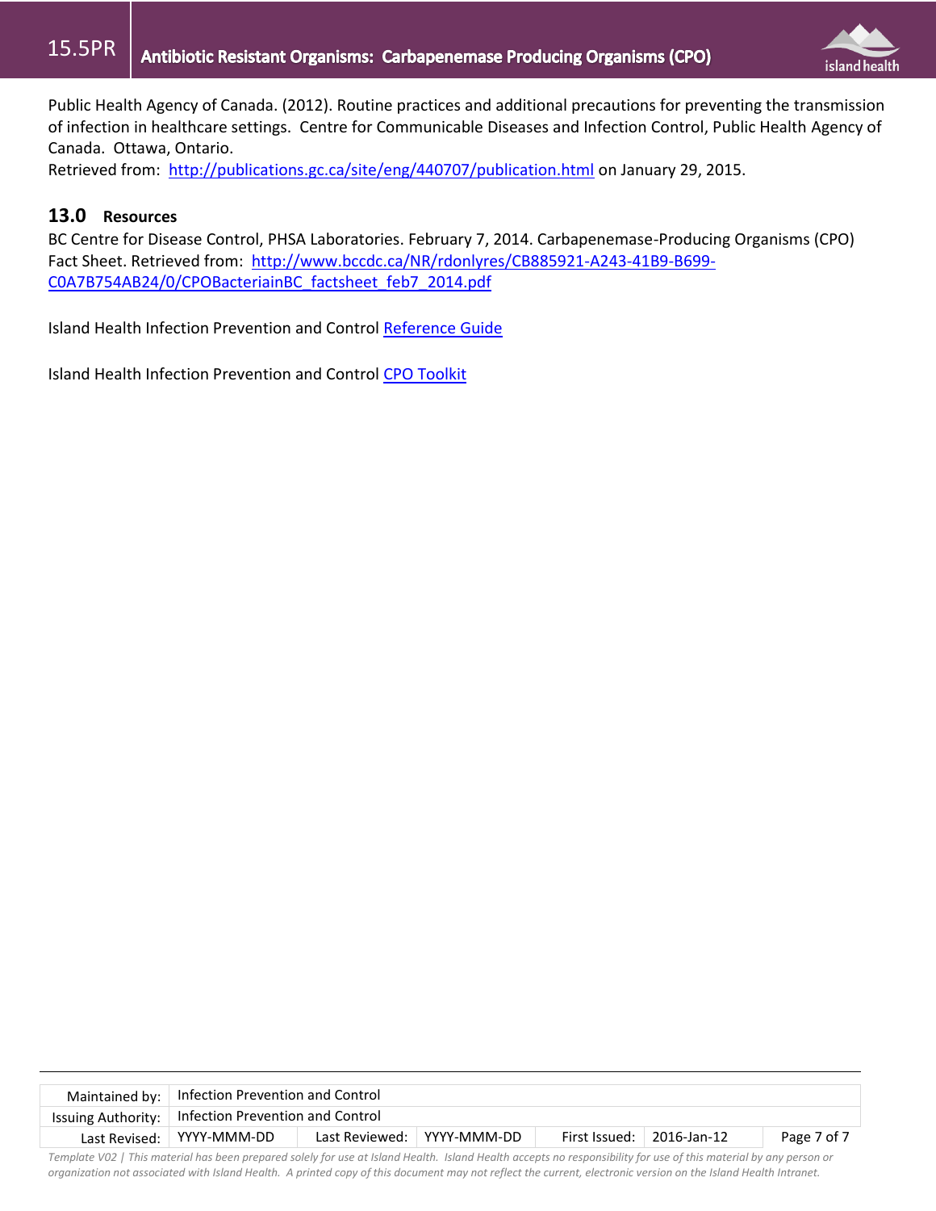Public Health Agency of Canada. (2012). Routine practices and additional precautions for preventing the transmission of infection in healthcare settings. Centre for Communicable Diseases and Infection Control, Public Health Agency of Canada. Ottawa, Ontario.
Retrieved from: http://publications.gc.ca/site/eng/440707/publication.html on January 29, 2015.

## 13.0 Resources

BC Centre for Disease Control, PHSA Laboratories. February 7, 2014. Carbapenemase-Producing Organisms (CPO) Fact Sheet. Retrieved from: http://www.bccdc.ca/NR/rdonlyres/CB885921-A243-41B9-B699-C0A7B754AB24/0/CPOBacteriainBC_factsheet_feb7_2014.pdf

Island Health Infection Prevention and Control Reference Guide

Island Health Infection Prevention and Control CPO Toolkit